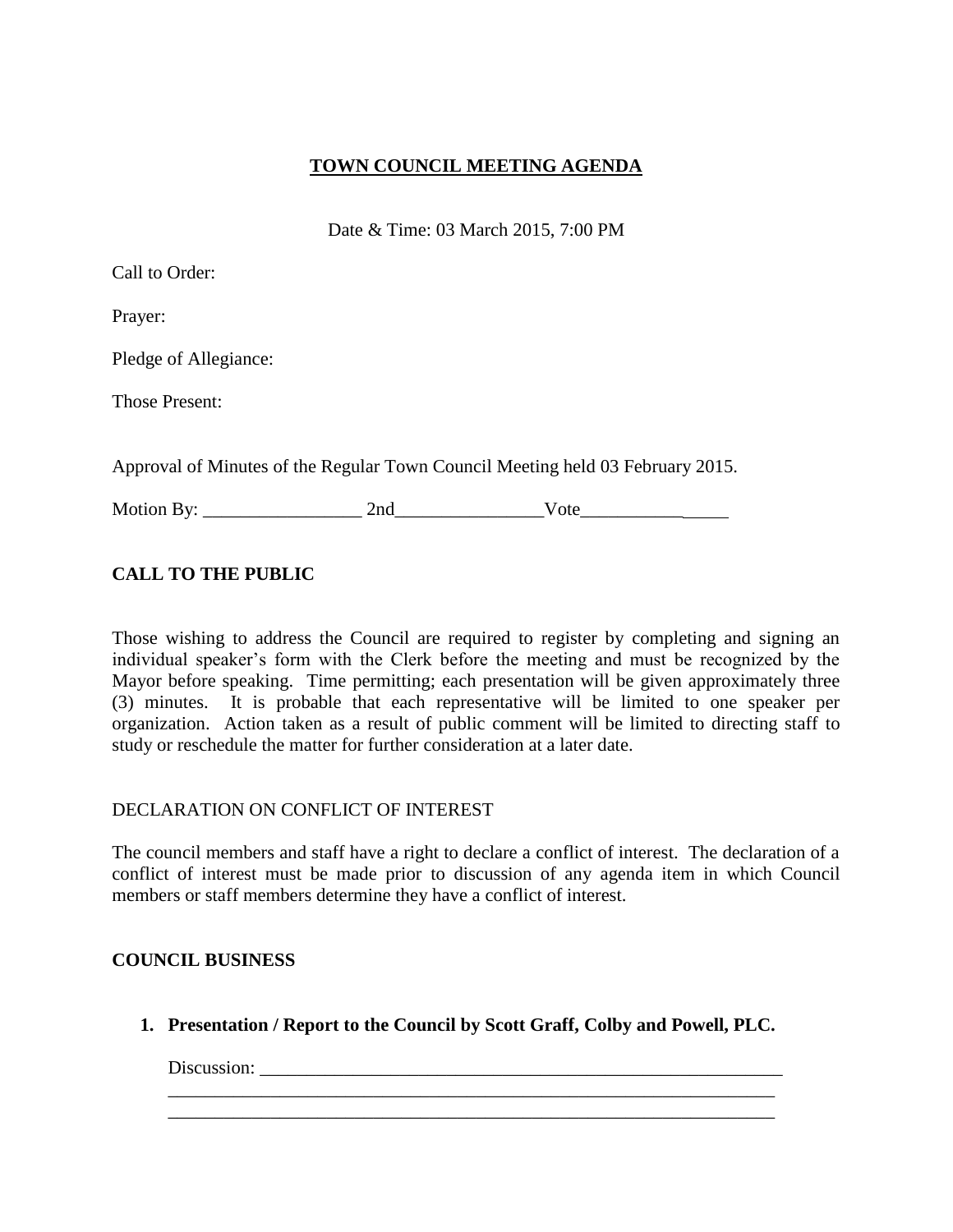# **TOWN COUNCIL MEETING AGENDA**

Date & Time: 03 March 2015, 7:00 PM

Call to Order:

Prayer:

Pledge of Allegiance:

Those Present:

Approval of Minutes of the Regular Town Council Meeting held 03 February 2015.

Motion By: _________________ 2nd________________Vote________________

## **CALL TO THE PUBLIC**

Those wishing to address the Council are required to register by completing and signing an individual speaker's form with the Clerk before the meeting and must be recognized by the Mayor before speaking. Time permitting; each presentation will be given approximately three (3) minutes. It is probable that each representative will be limited to one speaker per organization. Action taken as a result of public comment will be limited to directing staff to study or reschedule the matter for further consideration at a later date.

DECLARATION ON CONFLICT OF INTEREST

The council members and staff have a right to declare a conflict of interest. The declaration of a conflict of interest must be made prior to discussion of any agenda item in which Council members or staff members determine they have a conflict of interest.

## **COUNCIL BUSINESS**

1. **Presentation / Report to the Council by Scott Graff, Colby and Powell, PLC.**

   Discussion: ___________________________________________________________
   ____________________________________________________________________
   ____________________________________________________________________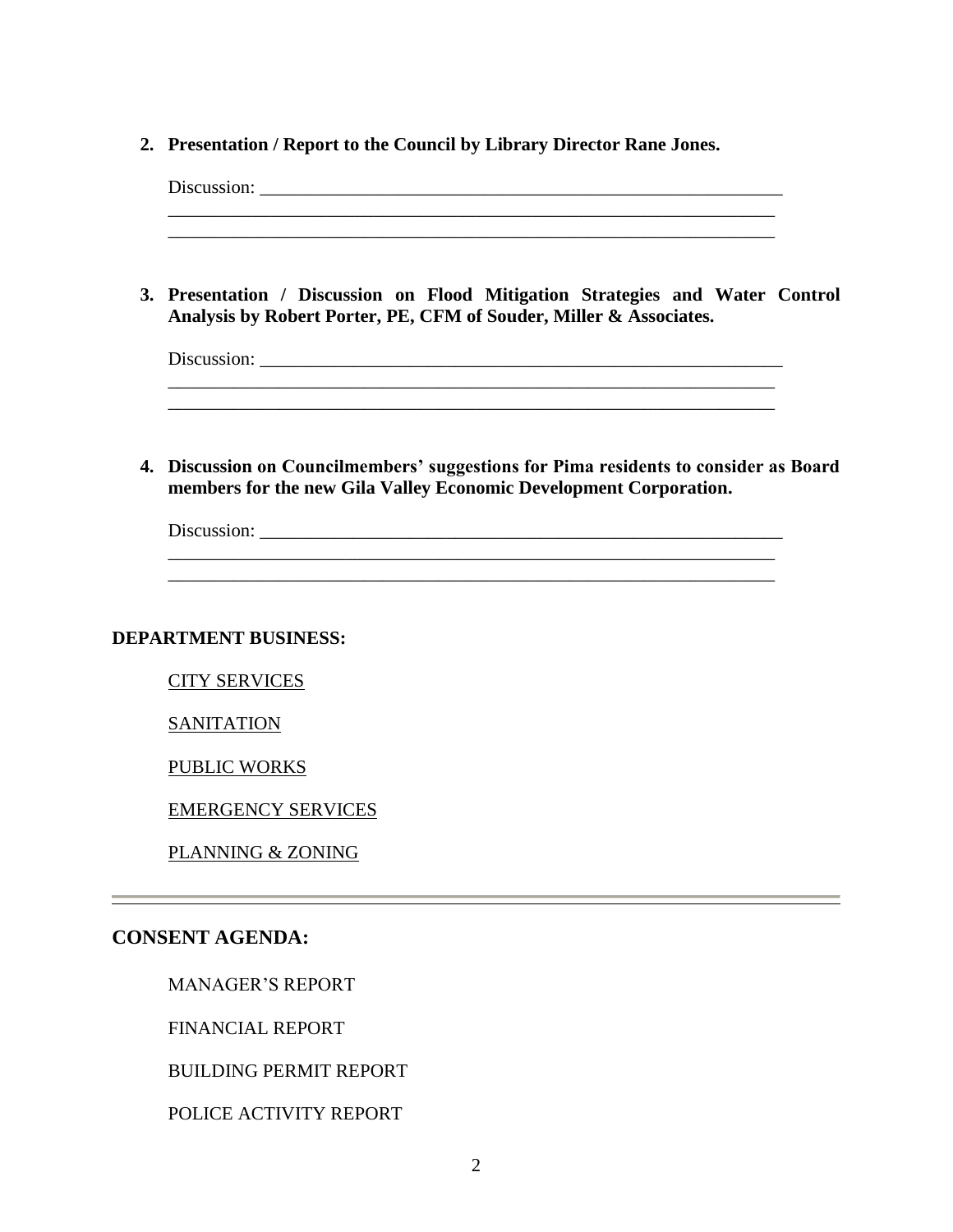2. **Presentation / Report to the Council by Library Director Rane Jones.**

   Discussion: ____________________________________________________________
   ______________________________________________________________________
   ______________________________________________________________________

3. **Presentation / Discussion on Flood Mitigation Strategies and Water Control Analysis by Robert Porter, PE, CFM of Souder, Miller & Associates.**

   Discussion: ____________________________________________________________
   ______________________________________________________________________
   ______________________________________________________________________

4. **Discussion on Councilmembers' suggestions for Pima residents to consider as Board members for the new Gila Valley Economic Development Corporation.**

   Discussion: ____________________________________________________________
   ______________________________________________________________________
   ______________________________________________________________________

**DEPARTMENT BUSINESS:**

<u>CITY SERVICES</u>

<u>SANITATION</u>

<u>PUBLIC WORKS</u>

<u>EMERGENCY SERVICES</u>

<u>PLANNING & ZONING</u>

---

## CONSENT AGENDA:

MANAGER'S REPORT

FINANCIAL REPORT

BUILDING PERMIT REPORT

POLICE ACTIVITY REPORT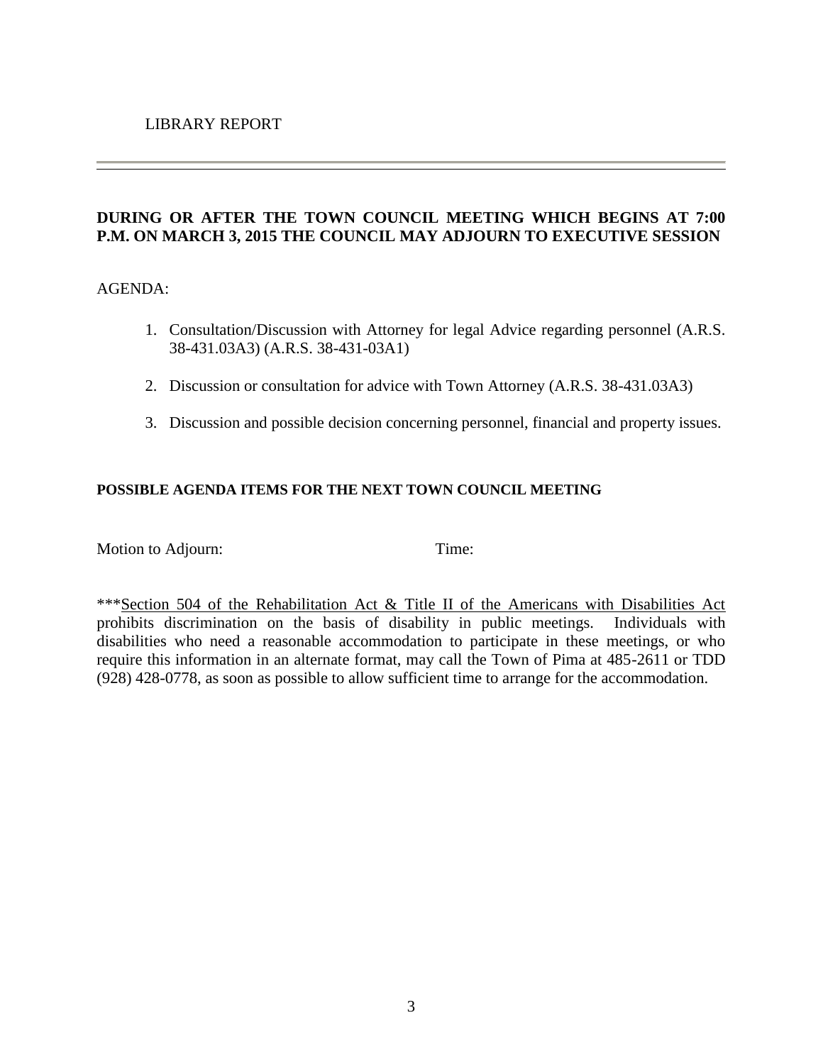LIBRARY REPORT

---

**DURING OR AFTER THE TOWN COUNCIL MEETING WHICH BEGINS AT 7:00 P.M. ON MARCH 3, 2015 THE COUNCIL MAY ADJOURN TO EXECUTIVE SESSION**

AGENDA:

1. Consultation/Discussion with Attorney for legal Advice regarding personnel (A.R.S. 38-431.03A3) (A.R.S. 38-431-03A1)

2. Discussion or consultation for advice with Town Attorney (A.R.S. 38-431.03A3)

3. Discussion and possible decision concerning personnel, financial and property issues.

**POSSIBLE AGENDA ITEMS FOR THE NEXT TOWN COUNCIL MEETING**

Motion to Adjourn: Time:

***Section 504 of the Rehabilitation Act & Title II of the Americans with Disabilities Act prohibits discrimination on the basis of disability in public meetings. Individuals with disabilities who need a reasonable accommodation to participate in these meetings, or who require this information in an alternate format, may call the Town of Pima at 485-2611 or TDD (928) 428-0778, as soon as possible to allow sufficient time to arrange for the accommodation.